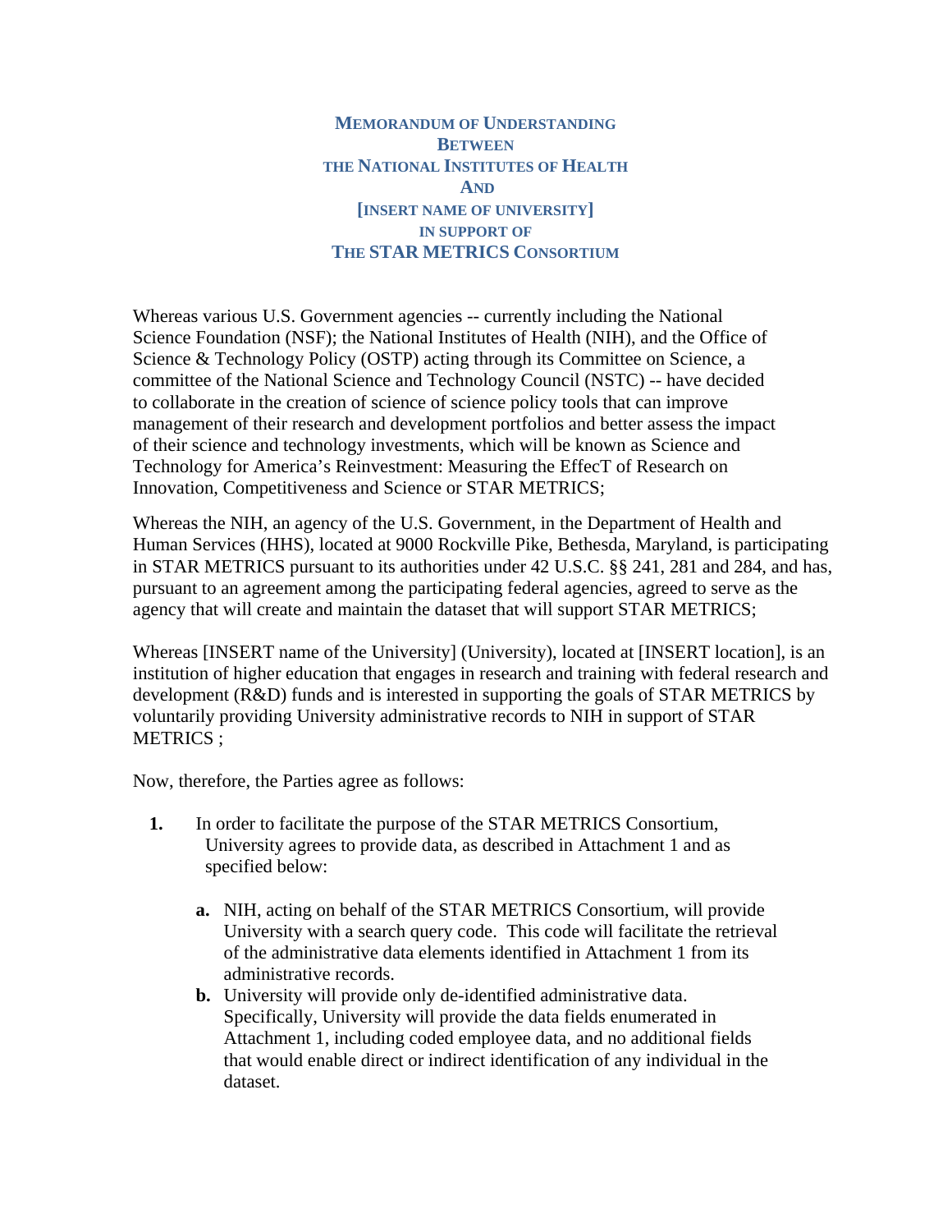# MEMORANDUM OF UNDERSTANDING BETWEEN THE NATIONAL INSTITUTES OF HEALTH AND [INSERT NAME OF UNIVERSITY] IN SUPPORT OF THE STAR METRICS CONSORTIUM

Whereas various U.S. Government agencies -- currently including the National Science Foundation (NSF); the National Institutes of Health (NIH), and the Office of Science & Technology Policy (OSTP) acting through its Committee on Science, a committee of the National Science and Technology Council (NSTC) -- have decided to collaborate in the creation of science of science policy tools that can improve management of their research and development portfolios and better assess the impact of their science and technology investments, which will be known as Science and Technology for America's Reinvestment: Measuring the EffecT of Research on Innovation, Competitiveness and Science or STAR METRICS;

Whereas the NIH, an agency of the U.S. Government, in the Department of Health and Human Services (HHS), located at 9000 Rockville Pike, Bethesda, Maryland, is participating in STAR METRICS pursuant to its authorities under 42 U.S.C. §§ 241, 281 and 284, and has, pursuant to an agreement among the participating federal agencies, agreed to serve as the agency that will create and maintain the dataset that will support STAR METRICS;

Whereas [INSERT name of the University] (University), located at [INSERT location], is an institution of higher education that engages in research and training with federal research and development (R&D) funds and is interested in supporting the goals of STAR METRICS by voluntarily providing University administrative records to NIH in support of STAR METRICS ;

Now, therefore, the Parties agree as follows:

1. In order to facilitate the purpose of the STAR METRICS Consortium, University agrees to provide data, as described in Attachment 1 and as specified below:

   a. NIH, acting on behalf of the STAR METRICS Consortium, will provide University with a search query code. This code will facilitate the retrieval of the administrative data elements identified in Attachment 1 from its administrative records.

   b. University will provide only de-identified administrative data. Specifically, University will provide the data fields enumerated in Attachment 1, including coded employee data, and no additional fields that would enable direct or indirect identification of any individual in the dataset.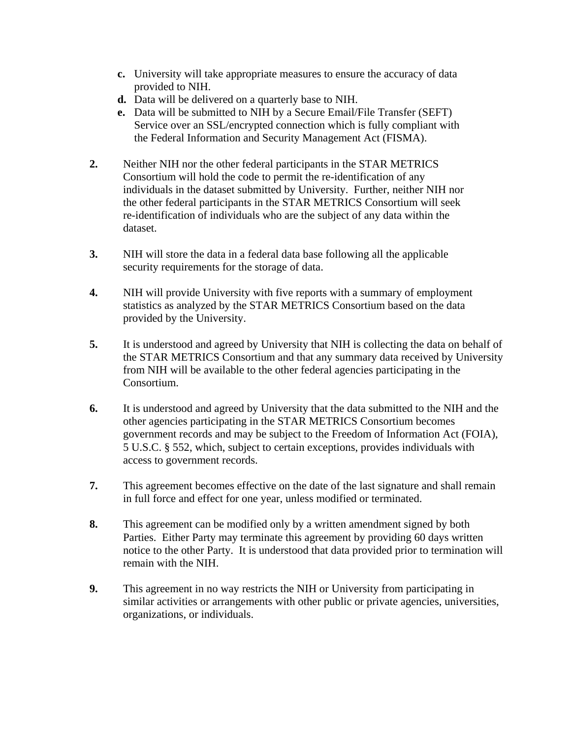c. University will take appropriate measures to ensure the accuracy of data provided to NIH.
d. Data will be delivered on a quarterly base to NIH.
e. Data will be submitted to NIH by a Secure Email/File Transfer (SEFT) Service over an SSL/encrypted connection which is fully compliant with the Federal Information and Security Management Act (FISMA).

**2.** Neither NIH nor the other federal participants in the STAR METRICS Consortium will hold the code to permit the re-identification of any individuals in the dataset submitted by University. Further, neither NIH nor the other federal participants in the STAR METRICS Consortium will seek re-identification of individuals who are the subject of any data within the dataset.

**3.** NIH will store the data in a federal data base following all the applicable security requirements for the storage of data.

**4.** NIH will provide University with five reports with a summary of employment statistics as analyzed by the STAR METRICS Consortium based on the data provided by the University.

**5.** It is understood and agreed by University that NIH is collecting the data on behalf of the STAR METRICS Consortium and that any summary data received by University from NIH will be available to the other federal agencies participating in the Consortium.

**6.** It is understood and agreed by University that the data submitted to the NIH and the other agencies participating in the STAR METRICS Consortium becomes government records and may be subject to the Freedom of Information Act (FOIA), 5 U.S.C. § 552, which, subject to certain exceptions, provides individuals with access to government records.

**7.** This agreement becomes effective on the date of the last signature and shall remain in full force and effect for one year, unless modified or terminated.

**8.** This agreement can be modified only by a written amendment signed by both Parties. Either Party may terminate this agreement by providing 60 days written notice to the other Party. It is understood that data provided prior to termination will remain with the NIH.

**9.** This agreement in no way restricts the NIH or University from participating in similar activities or arrangements with other public or private agencies, universities, organizations, or individuals.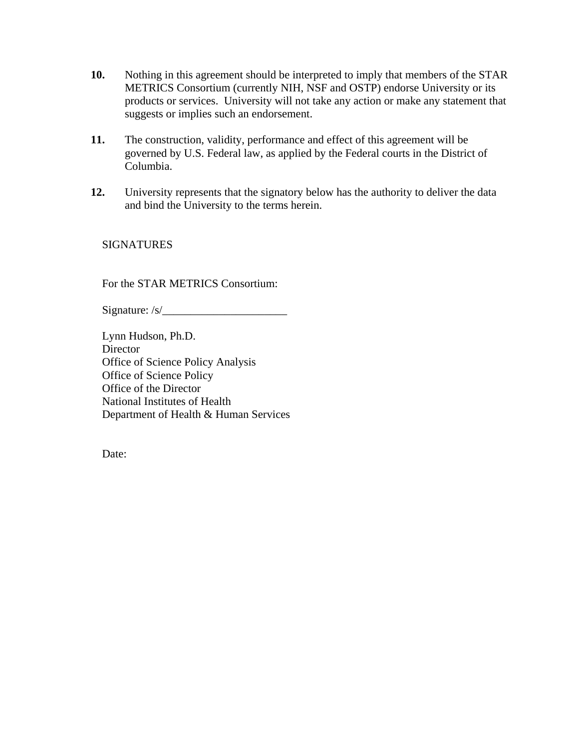**10.** Nothing in this agreement should be interpreted to imply that members of the STAR METRICS Consortium (currently NIH, NSF and OSTP) endorse University or its products or services. University will not take any action or make any statement that suggests or implies such an endorsement.

**11.** The construction, validity, performance and effect of this agreement will be governed by U.S. Federal law, as applied by the Federal courts in the District of Columbia.

**12.** University represents that the signatory below has the authority to deliver the data and bind the University to the terms herein.

SIGNATURES

For the STAR METRICS Consortium:

Signature: /s/______________________

Lynn Hudson, Ph.D.
Director
Office of Science Policy Analysis
Office of Science Policy
Office of the Director
National Institutes of Health
Department of Health & Human Services

Date: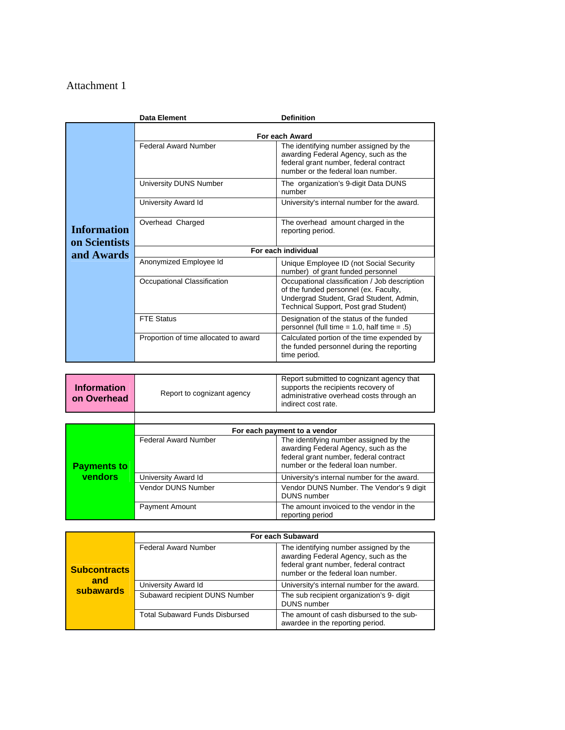Attachment 1

| | Data Element | Definition |
|---|---|---|
| **Information on Scientists and Awards** | **For each Award** | |
| | Federal Award Number | The identifying number assigned by the awarding Federal Agency, such as the federal grant number, federal contract number or the federal loan number. |
| | University DUNS Number | The organization's 9-digit Data DUNS number |
| | University Award Id | University's internal number for the award. |
| | Overhead Charged | The overhead amount charged in the reporting period. |
| | **For each individual** | |
| | Anonymized Employee Id | Unique Employee ID (not Social Security number) of grant funded personnel |
| | Occupational Classification | Occupational classification / Job description of the funded personnel (ex. Faculty, Undergrad Student, Grad Student, Admin, Technical Support, Post grad Student) |
| | FTE Status | Designation of the status of the funded personnel (full time = 1.0, half time = .5) |
| | Proportion of time allocated to award | Calculated portion of the time expended by the funded personnel during the reporting time period. |
| **Information on Overhead** | Report to cognizant agency | Report submitted to cognizant agency that supports the recipients recovery of administrative overhead costs through an indirect cost rate. |
| **Payments to vendors** | **For each payment to a vendor** | |
| | Federal Award Number | The identifying number assigned by the awarding Federal Agency, such as the federal grant number, federal contract number or the federal loan number. |
| | University Award Id | University's internal number for the award. |
| | Vendor DUNS Number | Vendor DUNS Number. The Vendor's 9 digit DUNS number |
| | Payment Amount | The amount invoiced to the vendor in the reporting period |
| **Subcontracts and subawards** | **For each Subaward** | |
| | Federal Award Number | The identifying number assigned by the awarding Federal Agency, such as the federal grant number, federal contract number or the federal loan number. |
| | University Award Id | University's internal number for the award. |
| | Subaward recipient DUNS Number | The sub recipient organization's 9- digit DUNS number |
| | Total Subaward Funds Disbursed | The amount of cash disbursed to the sub-awardee in the reporting period. |